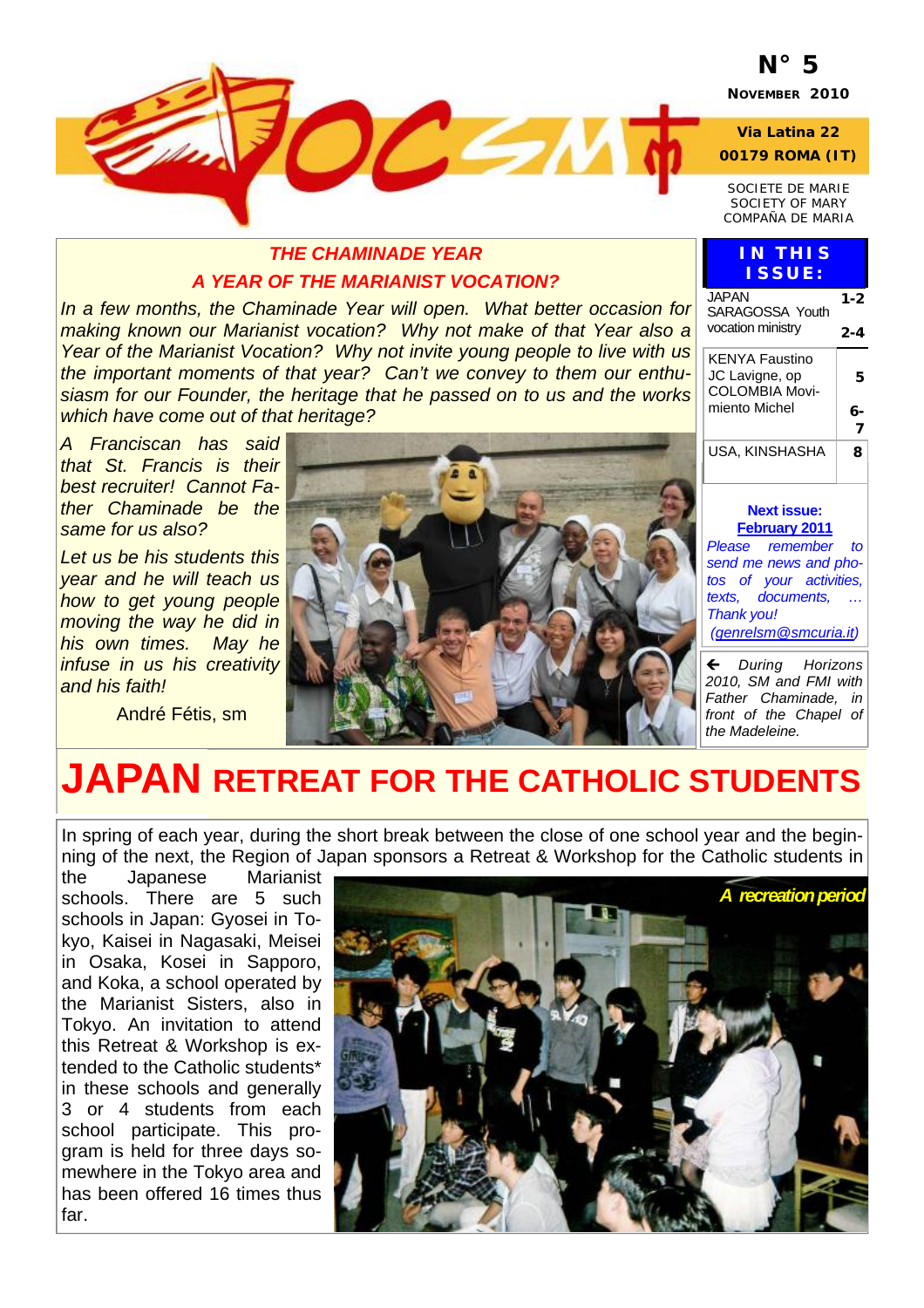N° 5

NOVEMBER 2010

Via Latina 22
00179 ROMA (IT)

SOCIETE DE MARIE
SOCIETY OF MARY
COMPAÑA DE MARIA

| IN THIS ISSUE: | |
|---|---|
| JAPAN | 1-2 |
| SARAGOSSA Youth vocation ministry | 2-4 |
| KENYA Faustino JC Lavigne, op | 5 |
| COLOMBIA Movimiento Michel | 6-7 |
| USA, KINSHASHA | 8 |

**Next issue: February 2011**

*Please remember to send me news and photos of your activities, texts, documents, … Thank you! (genrelsm@smcuria.it)*

*← During Horizons 2010, SM and FMI with Father Chaminade, in front of the Chapel of the Madeleine.*

## *THE CHAMINADE YEAR*
## *A YEAR OF THE MARIANIST VOCATION?*

*In a few months, the Chaminade Year will open. What better occasion for making known our Marianist vocation? Why not make of that Year also a Year of the Marianist Vocation? Why not invite young people to live with us the important moments of that year? Can't we convey to them our enthusiasm for our Founder, the heritage that he passed on to us and the works which have come out of that heritage?*

*A Franciscan has said that St. Francis is their best recruiter! Cannot Father Chaminade be the same for us also?*

*Let us be his students this year and he will teach us how to get young people moving the way he did in his own times. May he infuse in us his creativity and his faith!*

André Fétis, sm

# JAPAN RETREAT FOR THE CATHOLIC STUDENTS

In spring of each year, during the short break between the close of one school year and the beginning of the next, the Region of Japan sponsors a Retreat & Workshop for the Catholic students in the Japanese Marianist schools. There are 5 such schools in Japan: Gyosei in Tokyo, Kaisei in Nagasaki, Meisei in Osaka, Kosei in Sapporo, and Koka, a school operated by the Marianist Sisters, also in Tokyo. An invitation to attend this Retreat & Workshop is extended to the Catholic students* in these schools and generally 3 or 4 students from each school participate. This program is held for three days somewhere in the Tokyo area and has been offered 16 times thus far.

*A recreation period*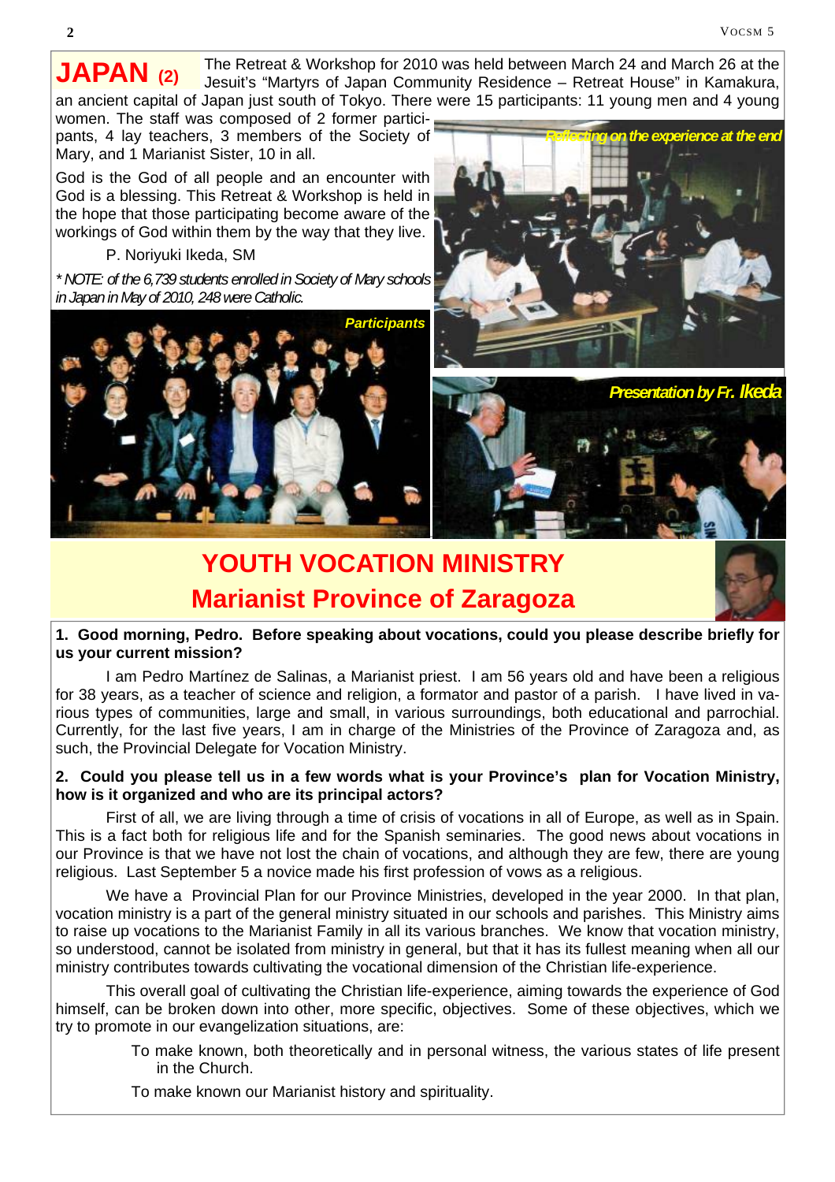# JAPAN (2)

The Retreat & Workshop for 2010 was held between March 24 and March 26 at the Jesuit's "Martyrs of Japan Community Residence – Retreat House" in Kamakura, an ancient capital of Japan just south of Tokyo. There were 15 participants: 11 young men and 4 young women. The staff was composed of 2 former participants, 4 lay teachers, 3 members of the Society of Mary, and 1 Marianist Sister, 10 in all.

God is the God of all people and an encounter with God is a blessing. This Retreat & Workshop is held in the hope that those participating become aware of the workings of God within them by the way that they live.

P. Noriyuki Ikeda, SM

*\* NOTE: of the 6,739 students enrolled in Society of Mary schools in Japan in May of 2010, 248 were Catholic.*

*Reflecting on the experience at the end*

*Participants*

*Presentation by Fr. Ikeda*

# YOUTH VOCATION MINISTRY
## Marianist Province of Zaragoza

**1. Good morning, Pedro. Before speaking about vocations, could you please describe briefly for us your current mission?**

I am Pedro Martínez de Salinas, a Marianist priest. I am 56 years old and have been a religious for 38 years, as a teacher of science and religion, a formator and pastor of a parish. I have lived in various types of communities, large and small, in various surroundings, both educational and parrochial. Currently, for the last five years, I am in charge of the Ministries of the Province of Zaragoza and, as such, the Provincial Delegate for Vocation Ministry.

**2. Could you please tell us in a few words what is your Province's plan for Vocation Ministry, how is it organized and who are its principal actors?**

First of all, we are living through a time of crisis of vocations in all of Europe, as well as in Spain. This is a fact both for religious life and for the Spanish seminaries. The good news about vocations in our Province is that we have not lost the chain of vocations, and although they are few, there are young religious. Last September 5 a novice made his first profession of vows as a religious.

We have a Provincial Plan for our Province Ministries, developed in the year 2000. In that plan, vocation ministry is a part of the general ministry situated in our schools and parishes. This Ministry aims to raise up vocations to the Marianist Family in all its various branches. We know that vocation ministry, so understood, cannot be isolated from ministry in general, but that it has its fullest meaning when all our ministry contributes towards cultivating the vocational dimension of the Christian life-experience.

This overall goal of cultivating the Christian life-experience, aiming towards the experience of God himself, can be broken down into other, more specific, objectives. Some of these objectives, which we try to promote in our evangelization situations, are:

To make known, both theoretically and in personal witness, the various states of life present in the Church.

To make known our Marianist history and spirituality.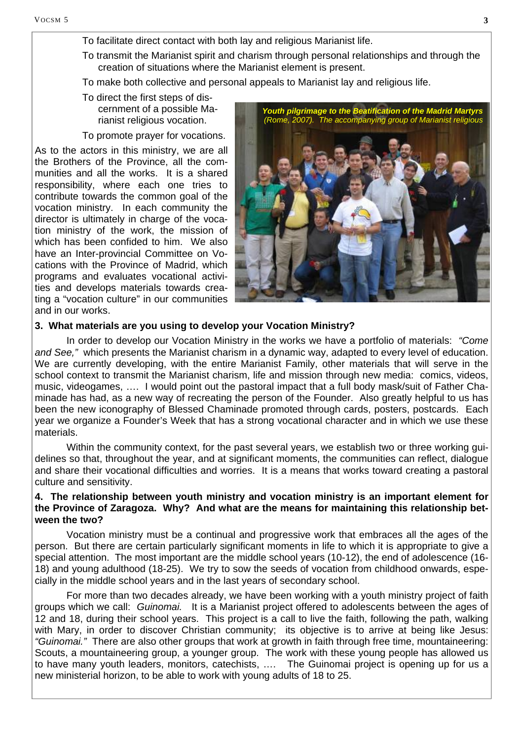To facilitate direct contact with both lay and religious Marianist life.

To transmit the Marianist spirit and charism through personal relationships and through the creation of situations where the Marianist element is present.

To make both collective and personal appeals to Marianist lay and religious life.

To direct the first steps of discernment of a possible Marianist religious vocation.

To promote prayer for vocations.

As to the actors in this ministry, we are all the Brothers of the Province, all the communities and all the works. It is a shared responsibility, where each one tries to contribute towards the common goal of the vocation ministry. In each community the director is ultimately in charge of the vocation ministry of the work, the mission of which has been confided to him. We also have an Inter-provincial Committee on Vocations with the Province of Madrid, which programs and evaluates vocational activities and develops materials towards creating a "vocation culture" in our communities and in our works.

***Youth pilgrimage to the Beatification of the Madrid Martyrs*** *(Rome, 2007). The accompanying group of Marianist religious*

**3. What materials are you using to develop your Vocation Ministry?**

In order to develop our Vocation Ministry in the works we have a portfolio of materials: *"Come and See,"* which presents the Marianist charism in a dynamic way, adapted to every level of education. We are currently developing, with the entire Marianist Family, other materials that will serve in the school context to transmit the Marianist charism, life and mission through new media: comics, videos, music, videogames, …. I would point out the pastoral impact that a full body mask/suit of Father Chaminade has had, as a new way of recreating the person of the Founder. Also greatly helpful to us has been the new iconography of Blessed Chaminade promoted through cards, posters, postcards. Each year we organize a Founder's Week that has a strong vocational character and in which we use these materials.

Within the community context, for the past several years, we establish two or three working guidelines so that, throughout the year, and at significant moments, the communities can reflect, dialogue and share their vocational difficulties and worries. It is a means that works toward creating a pastoral culture and sensitivity.

**4. The relationship between youth ministry and vocation ministry is an important element for the Province of Zaragoza. Why? And what are the means for maintaining this relationship between the two?**

Vocation ministry must be a continual and progressive work that embraces all the ages of the person. But there are certain particularly significant moments in life to which it is appropriate to give a special attention. The most important are the middle school years (10-12), the end of adolescence (16-18) and young adulthood (18-25). We try to sow the seeds of vocation from childhood onwards, especially in the middle school years and in the last years of secondary school.

For more than two decades already, we have been working with a youth ministry project of faith groups which we call: *Guinomai.* It is a Marianist project offered to adolescents between the ages of 12 and 18, during their school years. This project is a call to live the faith, following the path, walking with Mary, in order to discover Christian community; its objective is to arrive at being like Jesus: *"Guinomai."* There are also other groups that work at growth in faith through free time, mountaineering: Scouts, a mountaineering group, a younger group. The work with these young people has allowed us to have many youth leaders, monitors, catechists, …. The Guinomai project is opening up for us a new ministerial horizon, to be able to work with young adults of 18 to 25.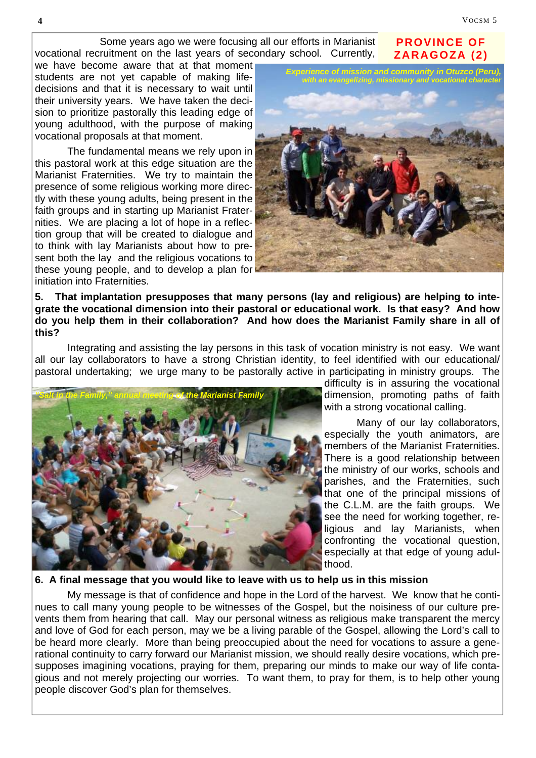## PROVINCE OF ZARAGOZA (2)

Some years ago we were focusing all our efforts in Marianist vocational recruitment on the last years of secondary school. Currently, we have become aware that at that moment students are not yet capable of making life-decisions and that it is necessary to wait until their university years. We have taken the decision to prioritize pastorally this leading edge of young adulthood, with the purpose of making vocational proposals at that moment.

*Experience of mission and community in Otuzco (Peru), with an evangelizing, missionary and vocational character*

The fundamental means we rely upon in this pastoral work at this edge situation are the Marianist Fraternities. We try to maintain the presence of some religious working more directly with these young adults, being present in the faith groups and in starting up Marianist Fraternities. We are placing a lot of hope in a reflection group that will be created to dialogue and to think with lay Marianists about how to present both the lay and the religious vocations to these young people, and to develop a plan for initiation into Fraternities.

**5. That implantation presupposes that many persons (lay and religious) are helping to integrate the vocational dimension into their pastoral or educational work. Is that easy? And how do you help them in their collaboration? And how does the Marianist Family share in all of this?**

Integrating and assisting the lay persons in this task of vocation ministry is not easy. We want all our lay collaborators to have a strong Christian identity, to feel identified with our educational/ pastoral undertaking; we urge many to be pastorally active in participating in ministry groups. The difficulty is in assuring the vocational dimension, promoting paths of faith with a strong vocational calling.

*"Salt in the Family," annual meeting of the Marianist Family*

Many of our lay collaborators, especially the youth animators, are members of the Marianist Fraternities. There is a good relationship between the ministry of our works, schools and parishes, and the Fraternities, such that one of the principal missions of the C.L.M. are the faith groups. We see the need for working together, religious and lay Marianists, when confronting the vocational question, especially at that edge of young adulthood.

**6. A final message that you would like to leave with us to help us in this mission**

My message is that of confidence and hope in the Lord of the harvest. We know that he continues to call many young people to be witnesses of the Gospel, but the noisiness of our culture prevents them from hearing that call. May our personal witness as religious make transparent the mercy and love of God for each person, may we be a living parable of the Gospel, allowing the Lord's call to be heard more clearly. More than being preoccupied about the need for vocations to assure a generational continuity to carry forward our Marianist mission, we should really desire vocations, which presupposes imagining vocations, praying for them, preparing our minds to make our way of life contagious and not merely projecting our worries. To want them, to pray for them, is to help other young people discover God's plan for themselves.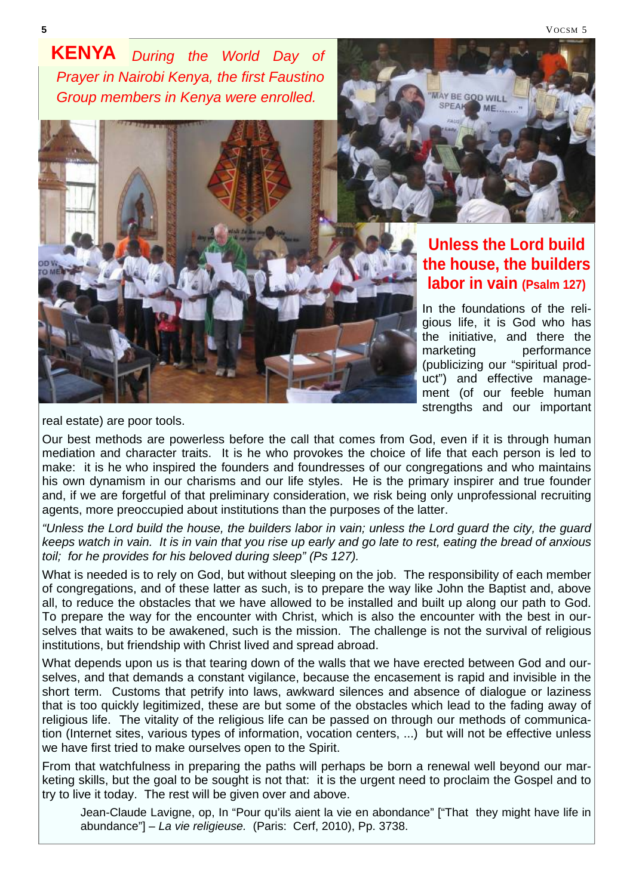**KENYA** *During the World Day of Prayer in Nairobi Kenya, the first Faustino Group members in Kenya were enrolled.*

## Unless the Lord build the house, the builders labor in vain (Psalm 127)

In the foundations of the religious life, it is God who has the initiative, and there the marketing performance (publicizing our "spiritual product") and effective management (of our feeble human strengths and our important real estate) are poor tools.

Our best methods are powerless before the call that comes from God, even if it is through human mediation and character traits. It is he who provokes the choice of life that each person is led to make: it is he who inspired the founders and foundresses of our congregations and who maintains his own dynamism in our charisms and our life styles. He is the primary inspirer and true founder and, if we are forgetful of that preliminary consideration, we risk being only unprofessional recruiting agents, more preoccupied about institutions than the purposes of the latter.

*"Unless the Lord build the house, the builders labor in vain; unless the Lord guard the city, the guard keeps watch in vain. It is in vain that you rise up early and go late to rest, eating the bread of anxious toil; for he provides for his beloved during sleep" (Ps 127).*

What is needed is to rely on God, but without sleeping on the job. The responsibility of each member of congregations, and of these latter as such, is to prepare the way like John the Baptist and, above all, to reduce the obstacles that we have allowed to be installed and built up along our path to God. To prepare the way for the encounter with Christ, which is also the encounter with the best in ourselves that waits to be awakened, such is the mission. The challenge is not the survival of religious institutions, but friendship with Christ lived and spread abroad.

What depends upon us is that tearing down of the walls that we have erected between God and ourselves, and that demands a constant vigilance, because the encasement is rapid and invisible in the short term. Customs that petrify into laws, awkward silences and absence of dialogue or laziness that is too quickly legitimized, these are but some of the obstacles which lead to the fading away of religious life. The vitality of the religious life can be passed on through our methods of communication (Internet sites, various types of information, vocation centers, ...) but will not be effective unless we have first tried to make ourselves open to the Spirit.

From that watchfulness in preparing the paths will perhaps be born a renewal well beyond our marketing skills, but the goal to be sought is not that: it is the urgent need to proclaim the Gospel and to try to live it today. The rest will be given over and above.

> Jean-Claude Lavigne, op, In "Pour qu'ils aient la vie en abondance" ["That they might have life in abundance"] – *La vie religieuse.* (Paris: Cerf, 2010), Pp. 3738.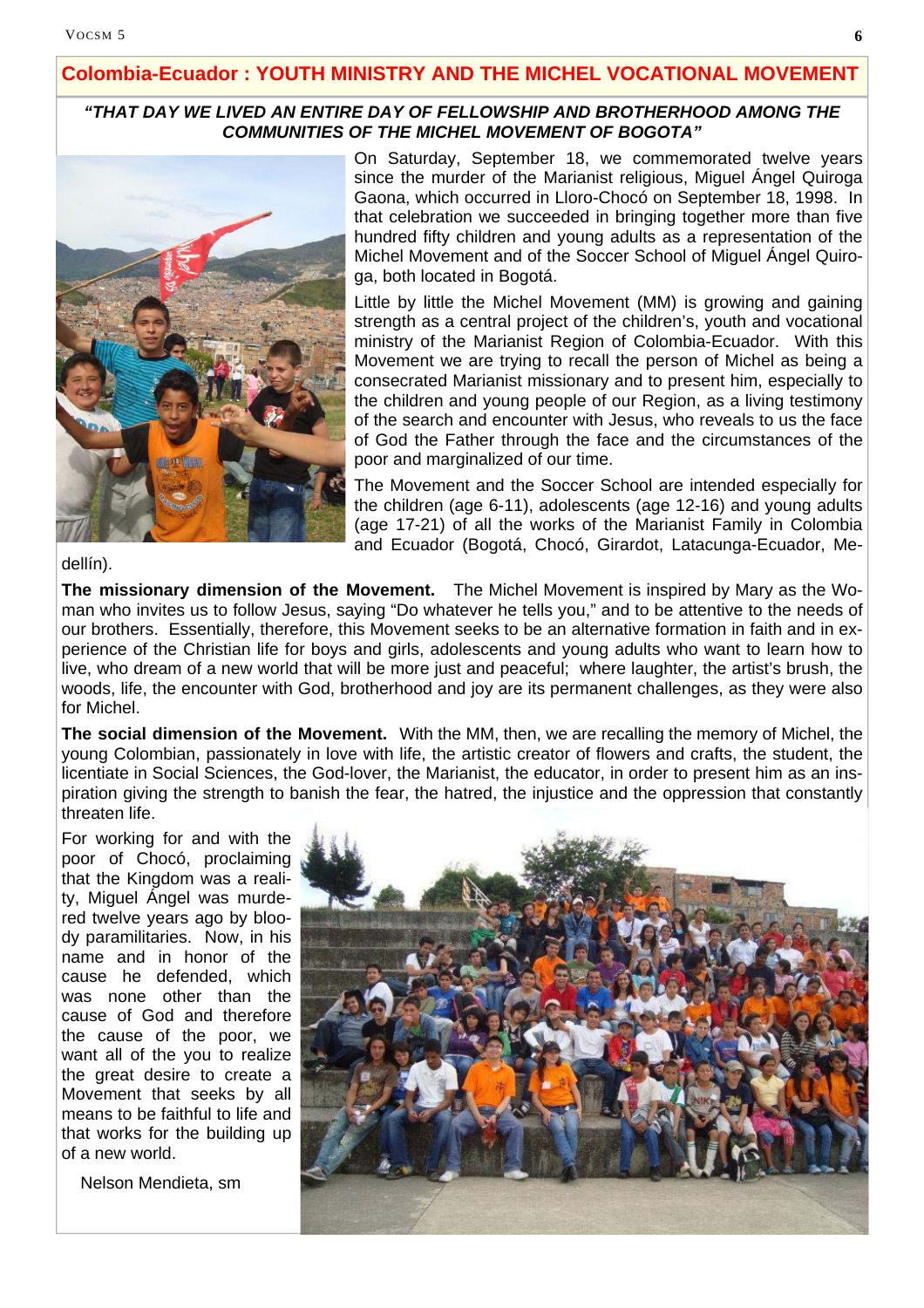## Colombia-Ecuador : YOUTH MINISTRY AND THE MICHEL VOCATIONAL MOVEMENT

***"THAT DAY WE LIVED AN ENTIRE DAY OF FELLOWSHIP AND BROTHERHOOD AMONG THE COMMUNITIES OF THE MICHEL MOVEMENT OF BOGOTA"***

On Saturday, September 18, we commemorated twelve years since the murder of the Marianist religious, Miguel Ángel Quiroga Gaona, which occurred in Lloro-Chocó on September 18, 1998. In that celebration we succeeded in bringing together more than five hundred fifty children and young adults as a representation of the Michel Movement and of the Soccer School of Miguel Ángel Quiroga, both located in Bogotá.

Little by little the Michel Movement (MM) is growing and gaining strength as a central project of the children's, youth and vocational ministry of the Marianist Region of Colombia-Ecuador. With this Movement we are trying to recall the person of Michel as being a consecrated Marianist missionary and to present him, especially to the children and young people of our Region, as a living testimony of the search and encounter with Jesus, who reveals to us the face of God the Father through the face and the circumstances of the poor and marginalized of our time.

The Movement and the Soccer School are intended especially for the children (age 6-11), adolescents (age 12-16) and young adults (age 17-21) of all the works of the Marianist Family in Colombia and Ecuador (Bogotá, Chocó, Girardot, Latacunga-Ecuador, Medellín).

**The missionary dimension of the Movement.** The Michel Movement is inspired by Mary as the Woman who invites us to follow Jesus, saying "Do whatever he tells you," and to be attentive to the needs of our brothers. Essentially, therefore, this Movement seeks to be an alternative formation in faith and in experience of the Christian life for boys and girls, adolescents and young adults who want to learn how to live, who dream of a new world that will be more just and peaceful; where laughter, the artist's brush, the woods, life, the encounter with God, brotherhood and joy are its permanent challenges, as they were also for Michel.

**The social dimension of the Movement.** With the MM, then, we are recalling the memory of Michel, the young Colombian, passionately in love with life, the artistic creator of flowers and crafts, the student, the licentiate in Social Sciences, the God-lover, the Marianist, the educator, in order to present him as an inspiration giving the strength to banish the fear, the hatred, the injustice and the oppression that constantly threaten life.

For working for and with the poor of Chocó, proclaiming that the Kingdom was a reality, Miguel Ángel was murdered twelve years ago by bloody paramilitaries. Now, in his name and in honor of the cause he defended, which was none other than the cause of God and therefore the cause of the poor, we want all of the you to realize the great desire to create a Movement that seeks by all means to be faithful to life and that works for the building up of a new world.

Nelson Mendieta, sm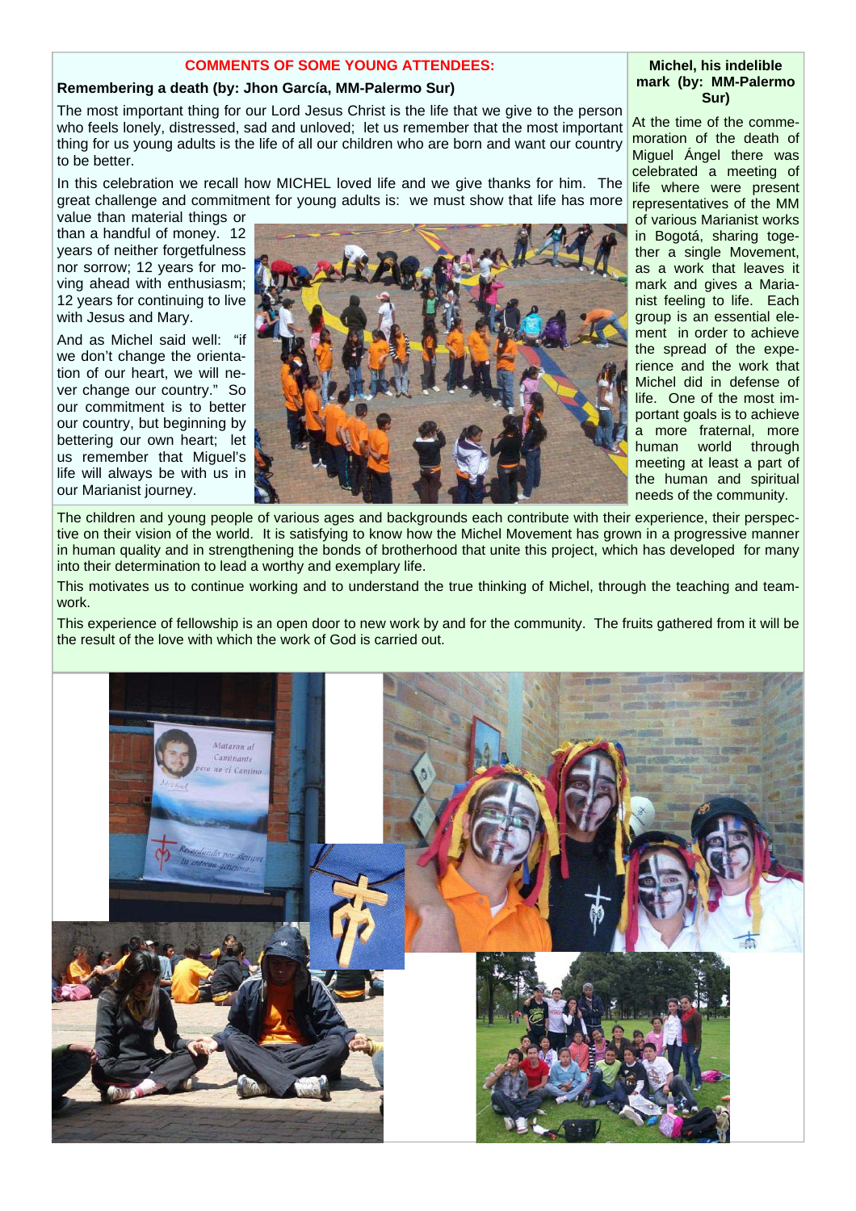## COMMENTS OF SOME YOUNG ATTENDEES:

### Remembering a death (by: Jhon García, MM-Palermo Sur)

The most important thing for our Lord Jesus Christ is the life that we give to the person who feels lonely, distressed, sad and unloved; let us remember that the most important thing for us young adults is the life of all our children who are born and want our country to be better.

In this celebration we recall how MICHEL loved life and we give thanks for him. The great challenge and commitment for young adults is: we must show that life has more value than material things or than a handful of money. 12 years of neither forgetfulness nor sorrow; 12 years for moving ahead with enthusiasm; 12 years for continuing to live with Jesus and Mary.

And as Michel said well: "if we don't change the orientation of our heart, we will never change our country." So our commitment is to better our country, but beginning by bettering our own heart; let us remember that Miguel's life will always be with us in our Marianist journey.

### Michel, his indelible mark (by: MM-Palermo Sur)

At the time of the commemoration of the death of Miguel Ángel there was celebrated a meeting of life where were present representatives of the MM of various Marianist works in Bogotá, sharing together in a single Movement, as a work that leaves it mark and gives a Marianist feeling to life. Each group is an essential element in order to achieve the spread of the experience and the work that Michel did in defense of life. One of the most important goals is to achieve a more fraternal, more human world through meeting at least a part of the human and spiritual needs of the community.

The children and young people of various ages and backgrounds each contribute with their experience, their perspective on their vision of the world. It is satisfying to know how the Michel Movement has grown in a progressive manner in human quality and in strengthening the bonds of brotherhood that unite this project, which has developed for many into their determination to lead a worthy and exemplary life.

This motivates us to continue working and to understand the true thinking of Michel, through the teaching and teamwork.

This experience of fellowship is an open door to new work by and for the community. The fruits gathered from it will be the result of the love with which the work of God is carried out.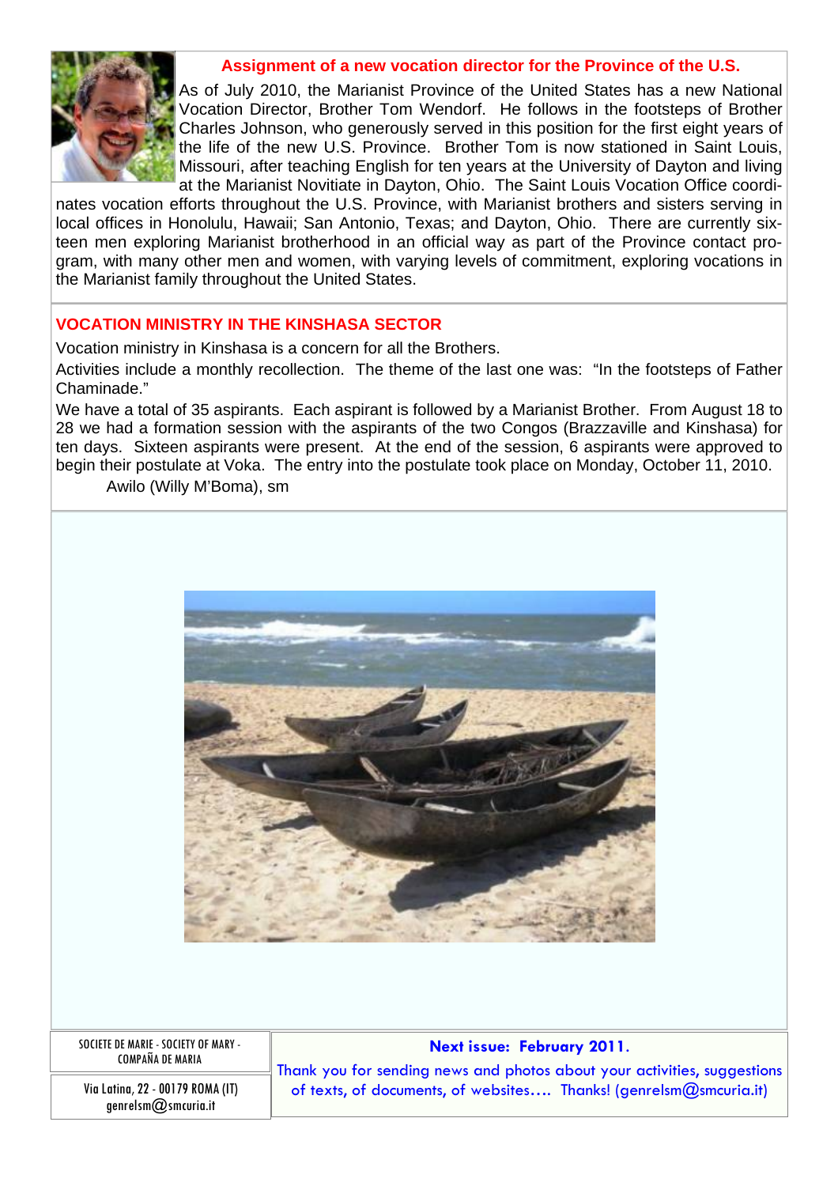## Assignment of a new vocation director for the Province of the U.S.

As of July 2010, the Marianist Province of the United States has a new National Vocation Director, Brother Tom Wendorf. He follows in the footsteps of Brother Charles Johnson, who generously served in this position for the first eight years of the life of the new U.S. Province. Brother Tom is now stationed in Saint Louis, Missouri, after teaching English for ten years at the University of Dayton and living at the Marianist Novitiate in Dayton, Ohio. The Saint Louis Vocation Office coordinates vocation efforts throughout the U.S. Province, with Marianist brothers and sisters serving in local offices in Honolulu, Hawaii; San Antonio, Texas; and Dayton, Ohio. There are currently sixteen men exploring Marianist brotherhood in an official way as part of the Province contact program, with many other men and women, with varying levels of commitment, exploring vocations in the Marianist family throughout the United States.

## VOCATION MINISTRY IN THE KINSHASA SECTOR

Vocation ministry in Kinshasa is a concern for all the Brothers.

Activities include a monthly recollection. The theme of the last one was: "In the footsteps of Father Chaminade."

We have a total of 35 aspirants. Each aspirant is followed by a Marianist Brother. From August 18 to 28 we had a formation session with the aspirants of the two Congos (Brazzaville and Kinshasa) for ten days. Sixteen aspirants were present. At the end of the session, 6 aspirants were approved to begin their postulate at Voka. The entry into the postulate took place on Monday, October 11, 2010.

Awilo (Willy M'Boma), sm

SOCIETE DE MARIE - SOCIETY OF MARY - COMPAÑA DE MARIA

Via Latina, 22 - 00179 ROMA (IT)
genrelsm@smcuria.it

**Next issue: February 2011.**

Thank you for sending news and photos about your activities, suggestions of texts, of documents, of websites…. Thanks! (genrelsm@smcuria.it)